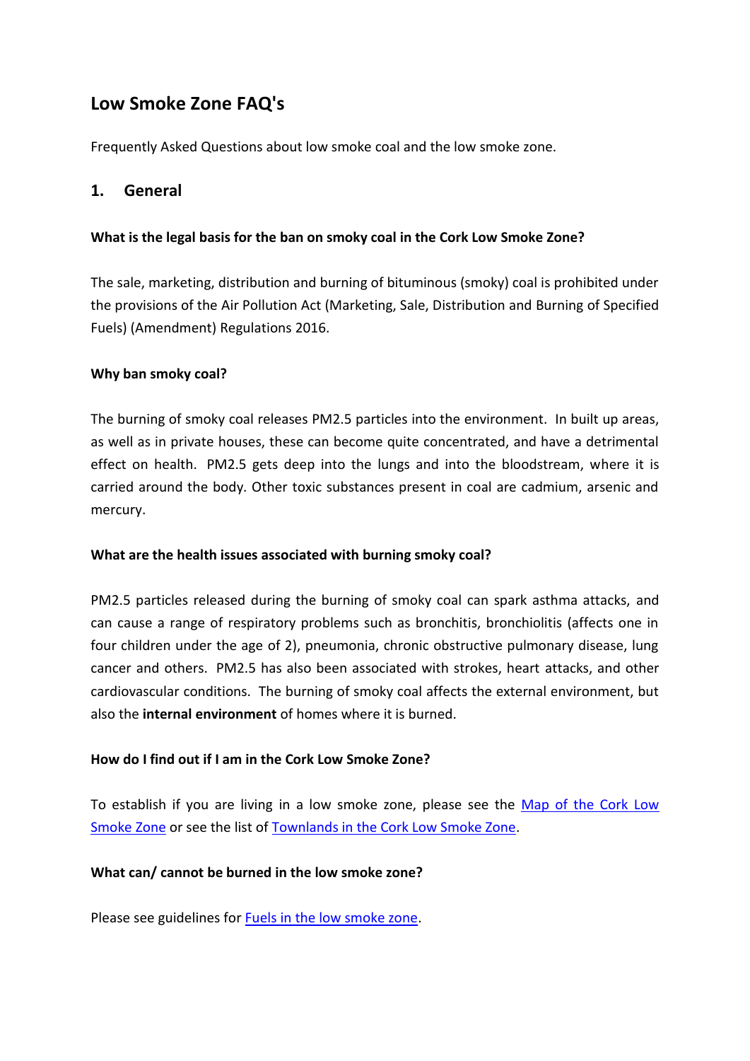# Low Smoke Zone FAQ's

Frequently Asked Questions about low smoke coal and the low smoke zone.

## 1. General

**What is the legal basis for the ban on smoky coal in the Cork Low Smoke Zone?**

The sale, marketing, distribution and burning of bituminous (smoky) coal is prohibited under the provisions of the Air Pollution Act (Marketing, Sale, Distribution and Burning of Specified Fuels) (Amendment) Regulations 2016.

**Why ban smoky coal?**

The burning of smoky coal releases PM2.5 particles into the environment. In built up areas, as well as in private houses, these can become quite concentrated, and have a detrimental effect on health. PM2.5 gets deep into the lungs and into the bloodstream, where it is carried around the body. Other toxic substances present in coal are cadmium, arsenic and mercury.

**What are the health issues associated with burning smoky coal?**

PM2.5 particles released during the burning of smoky coal can spark asthma attacks, and can cause a range of respiratory problems such as bronchitis, bronchiolitis (affects one in four children under the age of 2), pneumonia, chronic obstructive pulmonary disease, lung cancer and others. PM2.5 has also been associated with strokes, heart attacks, and other cardiovascular conditions. The burning of smoky coal affects the external environment, but also the **internal environment** of homes where it is burned.

**How do I find out if I am in the Cork Low Smoke Zone?**

To establish if you are living in a low smoke zone, please see the [Map of the Cork Low Smoke Zone] or see the list of [Townlands in the Cork Low Smoke Zone].

**What can/ cannot be burned in the low smoke zone?**

Please see guidelines for [Fuels in the low smoke zone].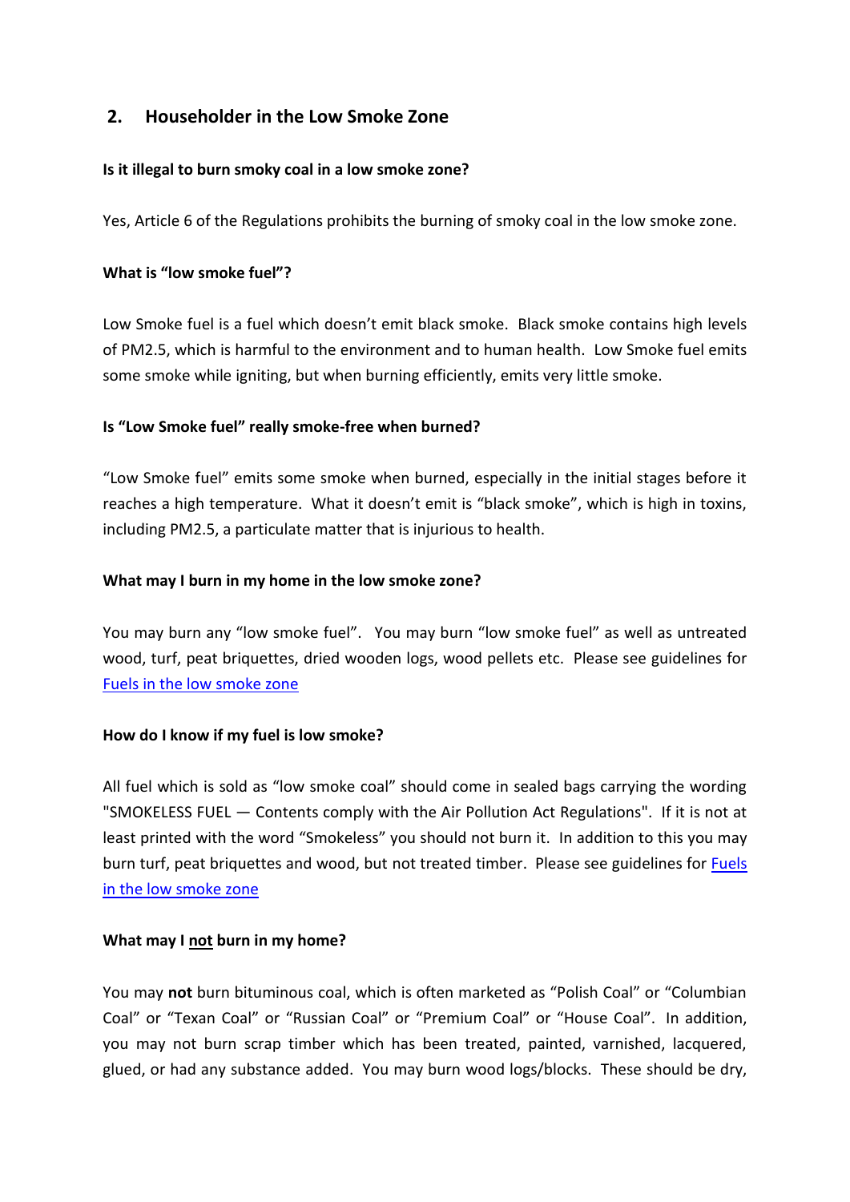## 2. Householder in the Low Smoke Zone

**Is it illegal to burn smoky coal in a low smoke zone?**

Yes, Article 6 of the Regulations prohibits the burning of smoky coal in the low smoke zone.

**What is "low smoke fuel"?**

Low Smoke fuel is a fuel which doesn't emit black smoke. Black smoke contains high levels of PM2.5, which is harmful to the environment and to human health. Low Smoke fuel emits some smoke while igniting, but when burning efficiently, emits very little smoke.

**Is "Low Smoke fuel" really smoke-free when burned?**

"Low Smoke fuel" emits some smoke when burned, especially in the initial stages before it reaches a high temperature. What it doesn't emit is "black smoke", which is high in toxins, including PM2.5, a particulate matter that is injurious to health.

**What may I burn in my home in the low smoke zone?**

You may burn any "low smoke fuel". You may burn "low smoke fuel" as well as untreated wood, turf, peat briquettes, dried wooden logs, wood pellets etc. Please see guidelines for [Fuels in the low smoke zone]()

**How do I know if my fuel is low smoke?**

All fuel which is sold as "low smoke coal" should come in sealed bags carrying the wording "SMOKELESS FUEL — Contents comply with the Air Pollution Act Regulations". If it is not at least printed with the word "Smokeless" you should not burn it. In addition to this you may burn turf, peat briquettes and wood, but not treated timber. Please see guidelines for [Fuels in the low smoke zone]()

**What may I <u>not</u> burn in my home?**

You may **not** burn bituminous coal, which is often marketed as "Polish Coal" or "Columbian Coal" or "Texan Coal" or "Russian Coal" or "Premium Coal" or "House Coal". In addition, you may not burn scrap timber which has been treated, painted, varnished, lacquered, glued, or had any substance added. You may burn wood logs/blocks. These should be dry,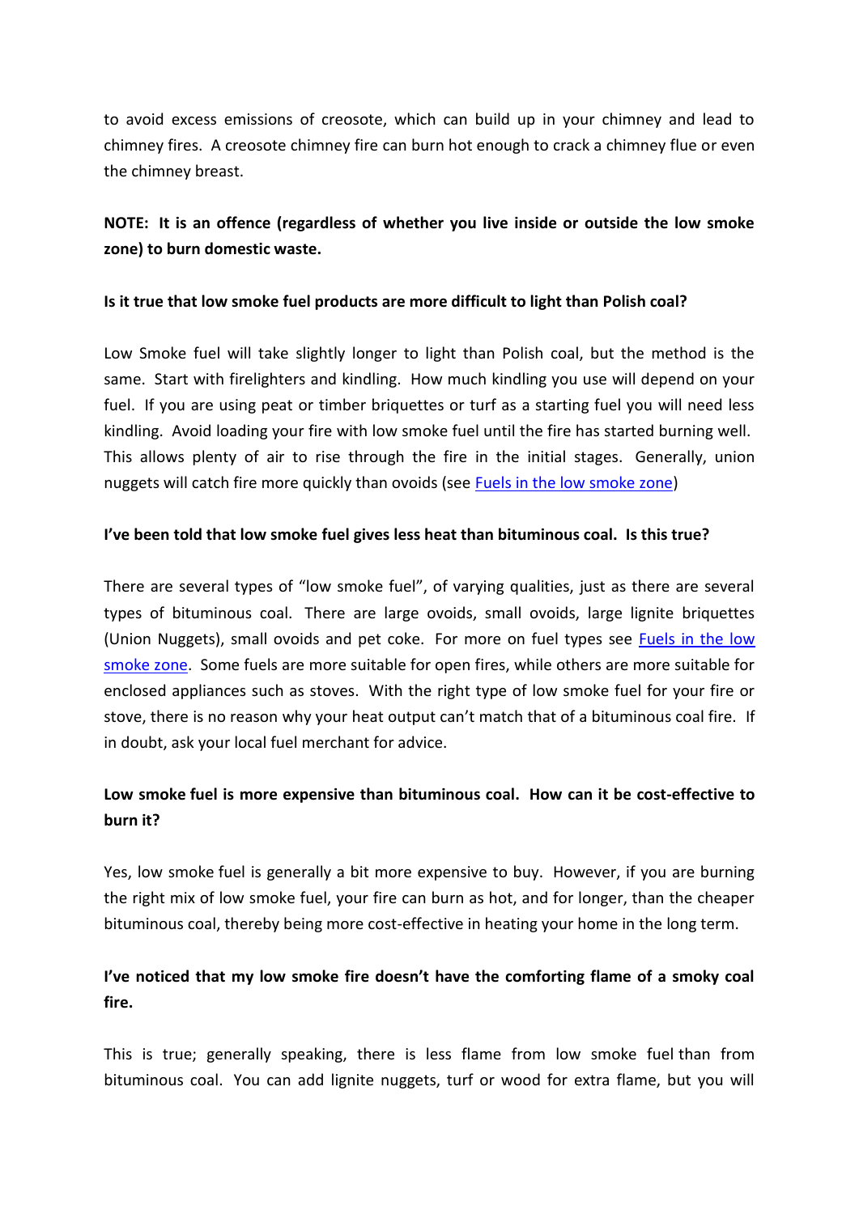to avoid excess emissions of creosote, which can build up in your chimney and lead to chimney fires. A creosote chimney fire can burn hot enough to crack a chimney flue or even the chimney breast.

**NOTE: It is an offence (regardless of whether you live inside or outside the low smoke zone) to burn domestic waste.**

**Is it true that low smoke fuel products are more difficult to light than Polish coal?**

Low Smoke fuel will take slightly longer to light than Polish coal, but the method is the same. Start with firelighters and kindling. How much kindling you use will depend on your fuel. If you are using peat or timber briquettes or turf as a starting fuel you will need less kindling. Avoid loading your fire with low smoke fuel until the fire has started burning well. This allows plenty of air to rise through the fire in the initial stages. Generally, union nuggets will catch fire more quickly than ovoids (see [Fuels in the low smoke zone])

**I've been told that low smoke fuel gives less heat than bituminous coal. Is this true?**

There are several types of "low smoke fuel", of varying qualities, just as there are several types of bituminous coal. There are large ovoids, small ovoids, large lignite briquettes (Union Nuggets), small ovoids and pet coke. For more on fuel types see [Fuels in the low smoke zone]. Some fuels are more suitable for open fires, while others are more suitable for enclosed appliances such as stoves. With the right type of low smoke fuel for your fire or stove, there is no reason why your heat output can't match that of a bituminous coal fire. If in doubt, ask your local fuel merchant for advice.

**Low smoke fuel is more expensive than bituminous coal. How can it be cost-effective to burn it?**

Yes, low smoke fuel is generally a bit more expensive to buy. However, if you are burning the right mix of low smoke fuel, your fire can burn as hot, and for longer, than the cheaper bituminous coal, thereby being more cost-effective in heating your home in the long term.

**I've noticed that my low smoke fire doesn't have the comforting flame of a smoky coal fire.**

This is true; generally speaking, there is less flame from low smoke fuel than from bituminous coal. You can add lignite nuggets, turf or wood for extra flame, but you will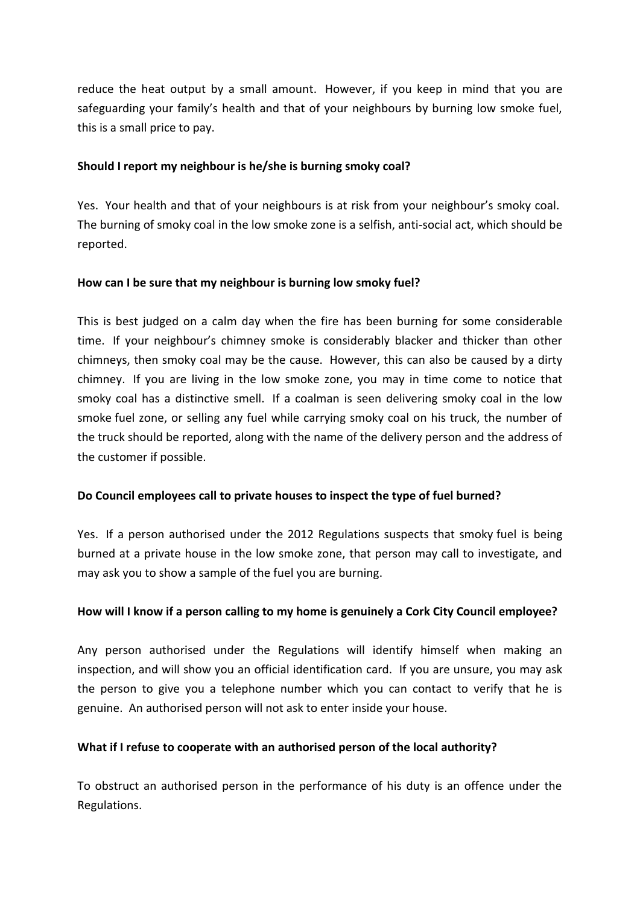reduce the heat output by a small amount. However, if you keep in mind that you are safeguarding your family's health and that of your neighbours by burning low smoke fuel, this is a small price to pay.

**Should I report my neighbour is he/she is burning smoky coal?**

Yes. Your health and that of your neighbours is at risk from your neighbour's smoky coal. The burning of smoky coal in the low smoke zone is a selfish, anti-social act, which should be reported.

**How can I be sure that my neighbour is burning low smoky fuel?**

This is best judged on a calm day when the fire has been burning for some considerable time. If your neighbour's chimney smoke is considerably blacker and thicker than other chimneys, then smoky coal may be the cause. However, this can also be caused by a dirty chimney. If you are living in the low smoke zone, you may in time come to notice that smoky coal has a distinctive smell. If a coalman is seen delivering smoky coal in the low smoke fuel zone, or selling any fuel while carrying smoky coal on his truck, the number of the truck should be reported, along with the name of the delivery person and the address of the customer if possible.

**Do Council employees call to private houses to inspect the type of fuel burned?**

Yes. If a person authorised under the 2012 Regulations suspects that smoky fuel is being burned at a private house in the low smoke zone, that person may call to investigate, and may ask you to show a sample of the fuel you are burning.

**How will I know if a person calling to my home is genuinely a Cork City Council employee?**

Any person authorised under the Regulations will identify himself when making an inspection, and will show you an official identification card. If you are unsure, you may ask the person to give you a telephone number which you can contact to verify that he is genuine. An authorised person will not ask to enter inside your house.

**What if I refuse to cooperate with an authorised person of the local authority?**

To obstruct an authorised person in the performance of his duty is an offence under the Regulations.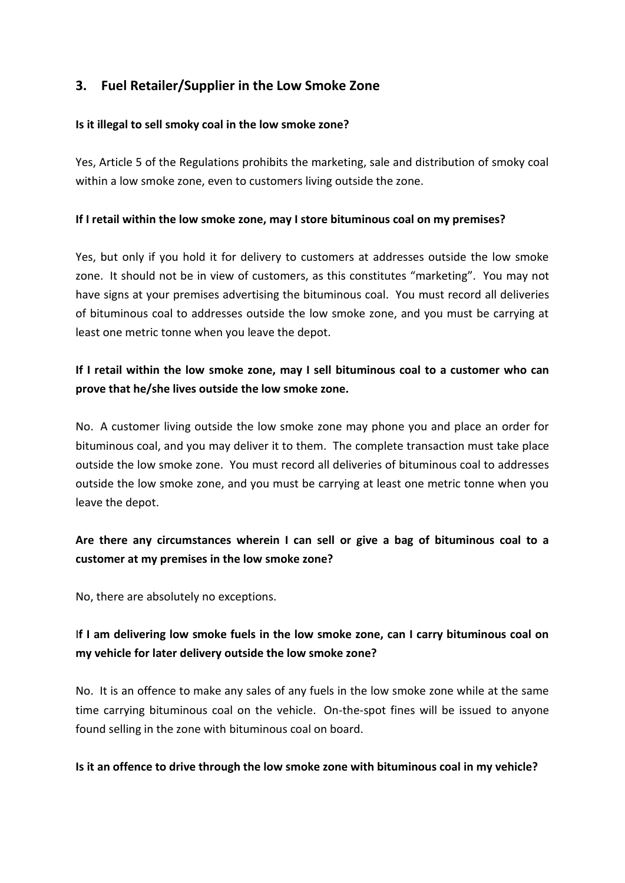## 3. Fuel Retailer/Supplier in the Low Smoke Zone

**Is it illegal to sell smoky coal in the low smoke zone?**

Yes, Article 5 of the Regulations prohibits the marketing, sale and distribution of smoky coal within a low smoke zone, even to customers living outside the zone.

**If I retail within the low smoke zone, may I store bituminous coal on my premises?**

Yes, but only if you hold it for delivery to customers at addresses outside the low smoke zone. It should not be in view of customers, as this constitutes "marketing". You may not have signs at your premises advertising the bituminous coal. You must record all deliveries of bituminous coal to addresses outside the low smoke zone, and you must be carrying at least one metric tonne when you leave the depot.

**If I retail within the low smoke zone, may I sell bituminous coal to a customer who can prove that he/she lives outside the low smoke zone.**

No. A customer living outside the low smoke zone may phone you and place an order for bituminous coal, and you may deliver it to them. The complete transaction must take place outside the low smoke zone. You must record all deliveries of bituminous coal to addresses outside the low smoke zone, and you must be carrying at least one metric tonne when you leave the depot.

**Are there any circumstances wherein I can sell or give a bag of bituminous coal to a customer at my premises in the low smoke zone?**

No, there are absolutely no exceptions.

**If I am delivering low smoke fuels in the low smoke zone, can I carry bituminous coal on my vehicle for later delivery outside the low smoke zone?**

No. It is an offence to make any sales of any fuels in the low smoke zone while at the same time carrying bituminous coal on the vehicle. On-the-spot fines will be issued to anyone found selling in the zone with bituminous coal on board.

**Is it an offence to drive through the low smoke zone with bituminous coal in my vehicle?**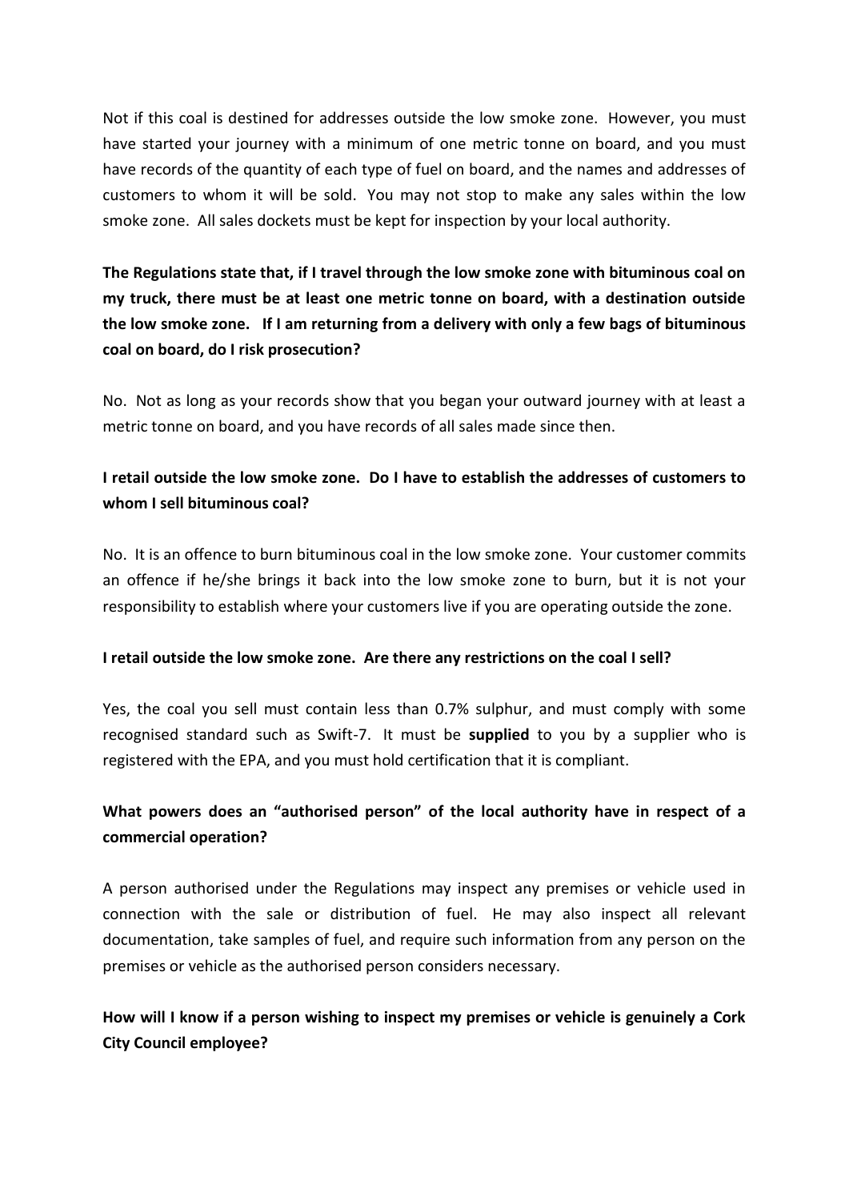Not if this coal is destined for addresses outside the low smoke zone. However, you must have started your journey with a minimum of one metric tonne on board, and you must have records of the quantity of each type of fuel on board, and the names and addresses of customers to whom it will be sold. You may not stop to make any sales within the low smoke zone. All sales dockets must be kept for inspection by your local authority.

**The Regulations state that, if I travel through the low smoke zone with bituminous coal on my truck, there must be at least one metric tonne on board, with a destination outside the low smoke zone. If I am returning from a delivery with only a few bags of bituminous coal on board, do I risk prosecution?**

No. Not as long as your records show that you began your outward journey with at least a metric tonne on board, and you have records of all sales made since then.

**I retail outside the low smoke zone. Do I have to establish the addresses of customers to whom I sell bituminous coal?**

No. It is an offence to burn bituminous coal in the low smoke zone. Your customer commits an offence if he/she brings it back into the low smoke zone to burn, but it is not your responsibility to establish where your customers live if you are operating outside the zone.

**I retail outside the low smoke zone. Are there any restrictions on the coal I sell?**

Yes, the coal you sell must contain less than 0.7% sulphur, and must comply with some recognised standard such as Swift-7. It must be **supplied** to you by a supplier who is registered with the EPA, and you must hold certification that it is compliant.

**What powers does an "authorised person" of the local authority have in respect of a commercial operation?**

A person authorised under the Regulations may inspect any premises or vehicle used in connection with the sale or distribution of fuel. He may also inspect all relevant documentation, take samples of fuel, and require such information from any person on the premises or vehicle as the authorised person considers necessary.

**How will I know if a person wishing to inspect my premises or vehicle is genuinely a Cork City Council employee?**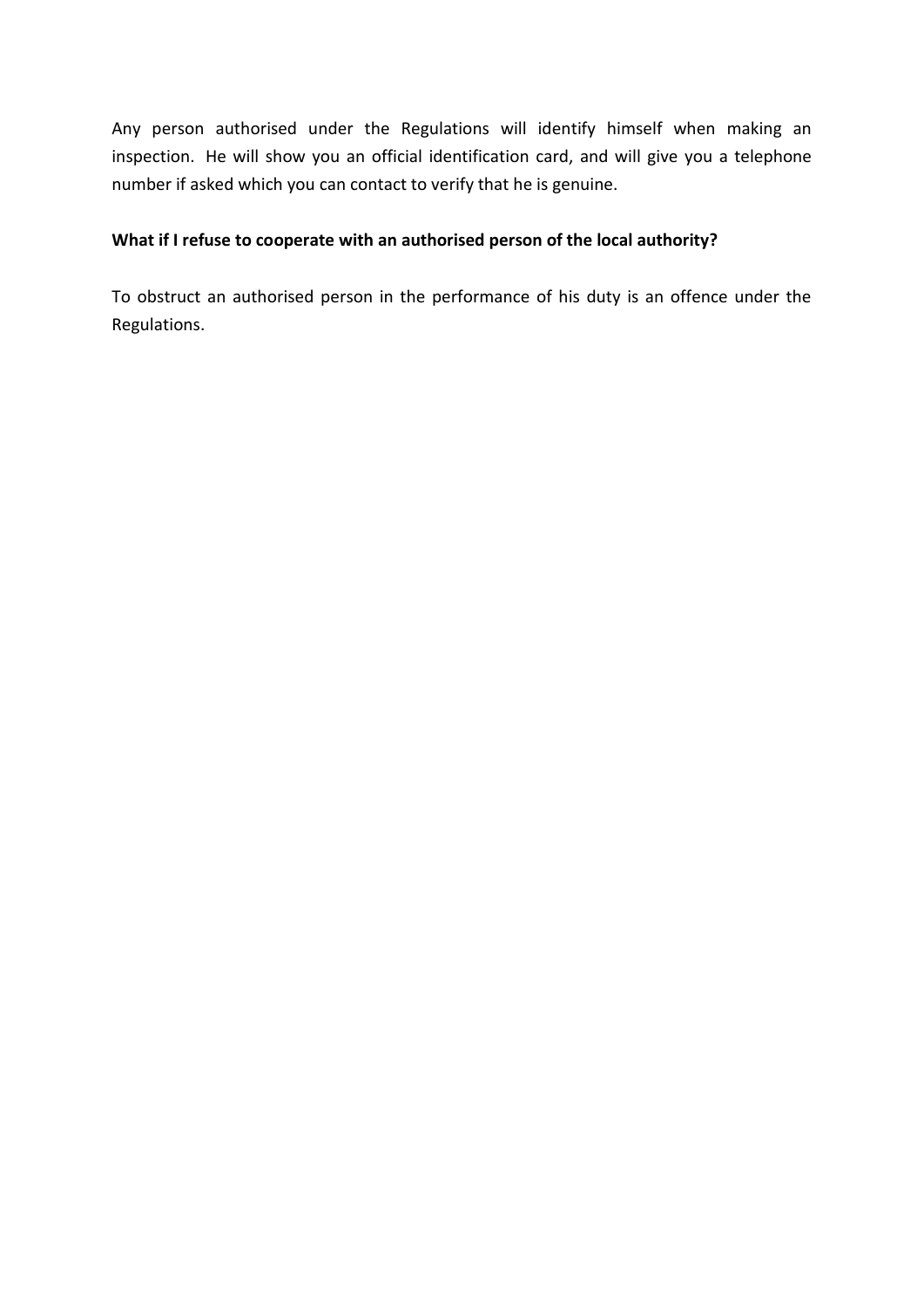Any person authorised under the Regulations will identify himself when making an inspection. He will show you an official identification card, and will give you a telephone number if asked which you can contact to verify that he is genuine.

**What if I refuse to cooperate with an authorised person of the local authority?**

To obstruct an authorised person in the performance of his duty is an offence under the Regulations.